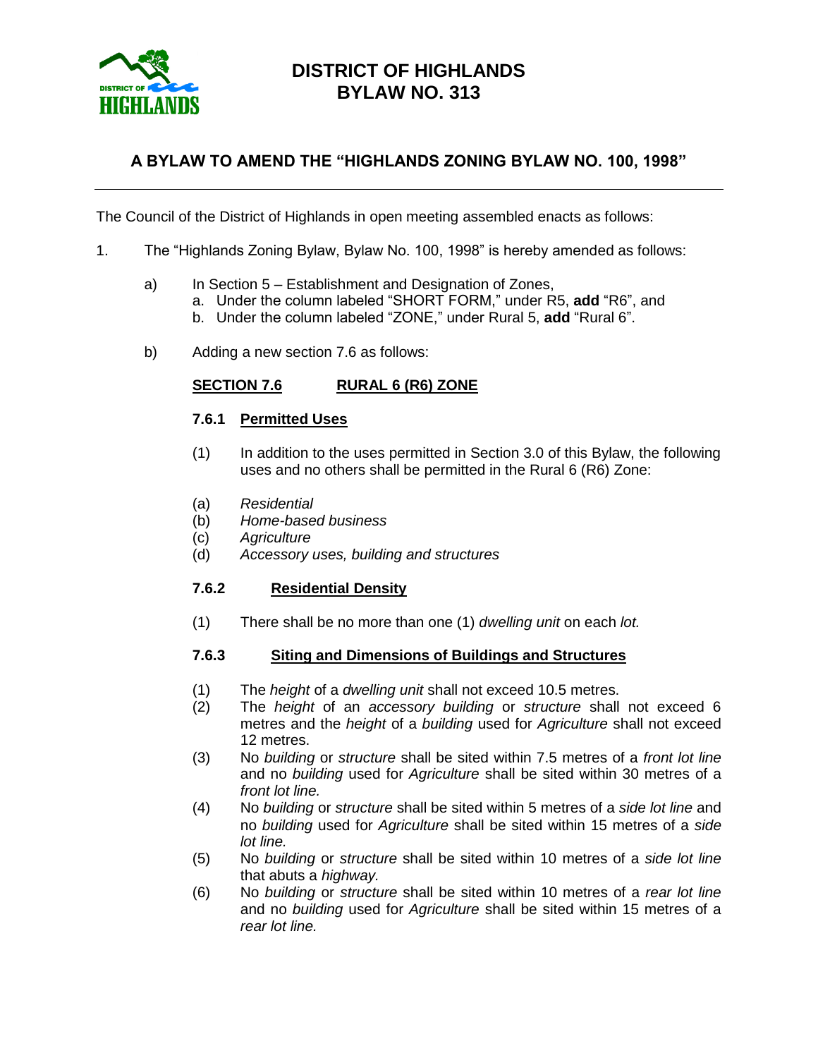# DISTRICT OF HIGHLANDS
# BYLAW NO. 313

## A BYLAW TO AMEND THE "HIGHLANDS ZONING BYLAW NO. 100, 1998"

---

The Council of the District of Highlands in open meeting assembled enacts as follows:

1. The "Highlands Zoning Bylaw, Bylaw No. 100, 1998" is hereby amended as follows:

   a) In Section 5 – Establishment and Designation of Zones,
      a. Under the column labeled "SHORT FORM," under R5, **add** "R6", and
      b. Under the column labeled "ZONE," under Rural 5, **add** "Rural 6".

   b) Adding a new section 7.6 as follows:

**<u>SECTION 7.6</u>    <u>RURAL 6 (R6) ZONE</u>**

**7.6.1 <u>Permitted Uses</u>**

(1) In addition to the uses permitted in Section 3.0 of this Bylaw, the following uses and no others shall be permitted in the Rural 6 (R6) Zone:

(a) *Residential*
(b) *Home-based business*
(c) *Agriculture*
(d) *Accessory uses, building and structures*

**7.6.2 <u>Residential Density</u>**

(1) There shall be no more than one (1) *dwelling unit* on each *lot.*

**7.6.3 <u>Siting and Dimensions of Buildings and Structures</u>**

(1) The *height* of a *dwelling unit* shall not exceed 10.5 metres.
(2) The *height* of an *accessory building* or *structure* shall not exceed 6 metres and the *height* of a *building* used for *Agriculture* shall not exceed 12 metres.
(3) No *building* or *structure* shall be sited within 7.5 metres of a *front lot line* and no *building* used for *Agriculture* shall be sited within 30 metres of a *front lot line.*
(4) No *building* or *structure* shall be sited within 5 metres of a *side lot line* and no *building* used for *Agriculture* shall be sited within 15 metres of a *side lot line.*
(5) No *building* or *structure* shall be sited within 10 metres of a *side lot line* that abuts a *highway.*
(6) No *building* or *structure* shall be sited within 10 metres of a *rear lot line* and no *building* used for *Agriculture* shall be sited within 15 metres of a *rear lot line.*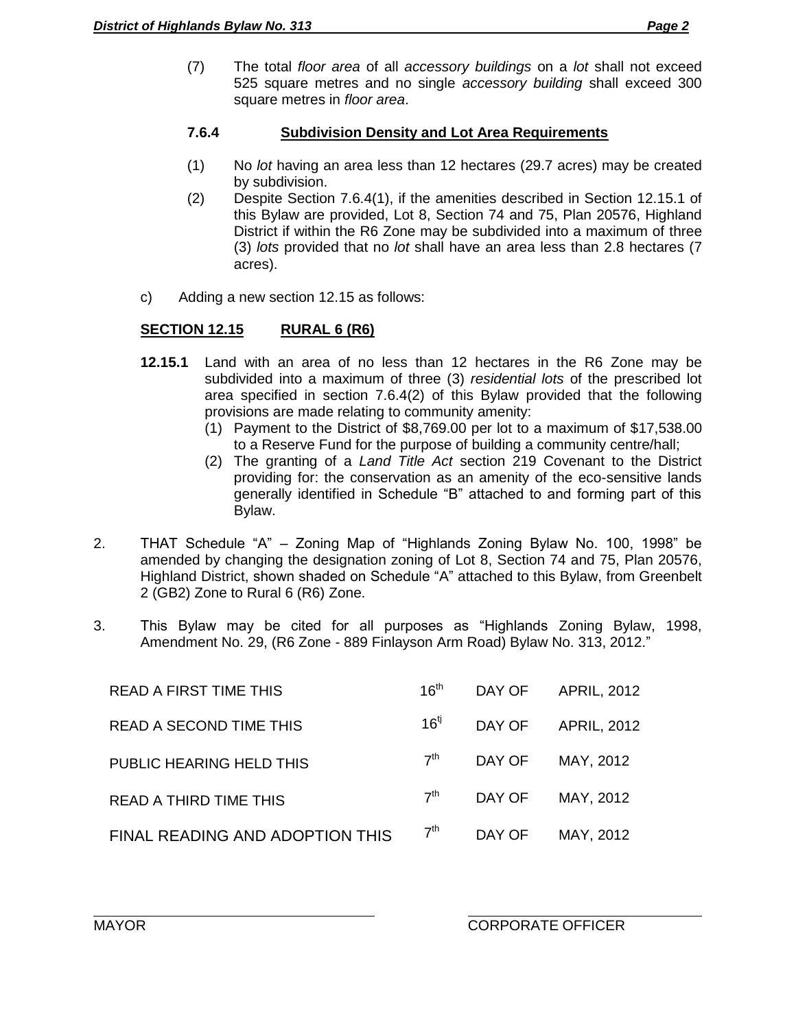(7) The total *floor area* of all *accessory buildings* on a *lot* shall not exceed 525 square metres and no single *accessory building* shall exceed 300 square metres in *floor area*.

**7.6.4 Subdivision Density and Lot Area Requirements**

(1) No *lot* having an area less than 12 hectares (29.7 acres) may be created by subdivision.

(2) Despite Section 7.6.4(1), if the amenities described in Section 12.15.1 of this Bylaw are provided, Lot 8, Section 74 and 75, Plan 20576, Highland District if within the R6 Zone may be subdivided into a maximum of three (3) *lots* provided that no *lot* shall have an area less than 2.8 hectares (7 acres).

c) Adding a new section 12.15 as follows:

**SECTION 12.15 RURAL 6 (R6)**

**12.15.1** Land with an area of no less than 12 hectares in the R6 Zone may be subdivided into a maximum of three (3) *residential lots* of the prescribed lot area specified in section 7.6.4(2) of this Bylaw provided that the following provisions are made relating to community amenity:

(1) Payment to the District of $8,769.00 per lot to a maximum of $17,538.00 to a Reserve Fund for the purpose of building a community centre/hall;

(2) The granting of a *Land Title Act* section 219 Covenant to the District providing for: the conservation as an amenity of the eco-sensitive lands generally identified in Schedule "B" attached to and forming part of this Bylaw.

2. THAT Schedule "A" – Zoning Map of "Highlands Zoning Bylaw No. 100, 1998" be amended by changing the designation zoning of Lot 8, Section 74 and 75, Plan 20576, Highland District, shown shaded on Schedule "A" attached to this Bylaw, from Greenbelt 2 (GB2) Zone to Rural 6 (R6) Zone.

3. This Bylaw may be cited for all purposes as "Highlands Zoning Bylaw, 1998, Amendment No. 29, (R6 Zone - 889 Finlayson Arm Road) Bylaw No. 313, 2012."

| | | | |
|---|---|---|---|
| READ A FIRST TIME THIS | 16th | DAY OF | APRIL, 2012 |
| READ A SECOND TIME THIS | 16tj | DAY OF | APRIL, 2012 |
| PUBLIC HEARING HELD THIS | 7th | DAY OF | MAY, 2012 |
| READ A THIRD TIME THIS | 7th | DAY OF | MAY, 2012 |
| FINAL READING AND ADOPTION THIS | 7th | DAY OF | MAY, 2012 |

MAYOR

CORPORATE OFFICER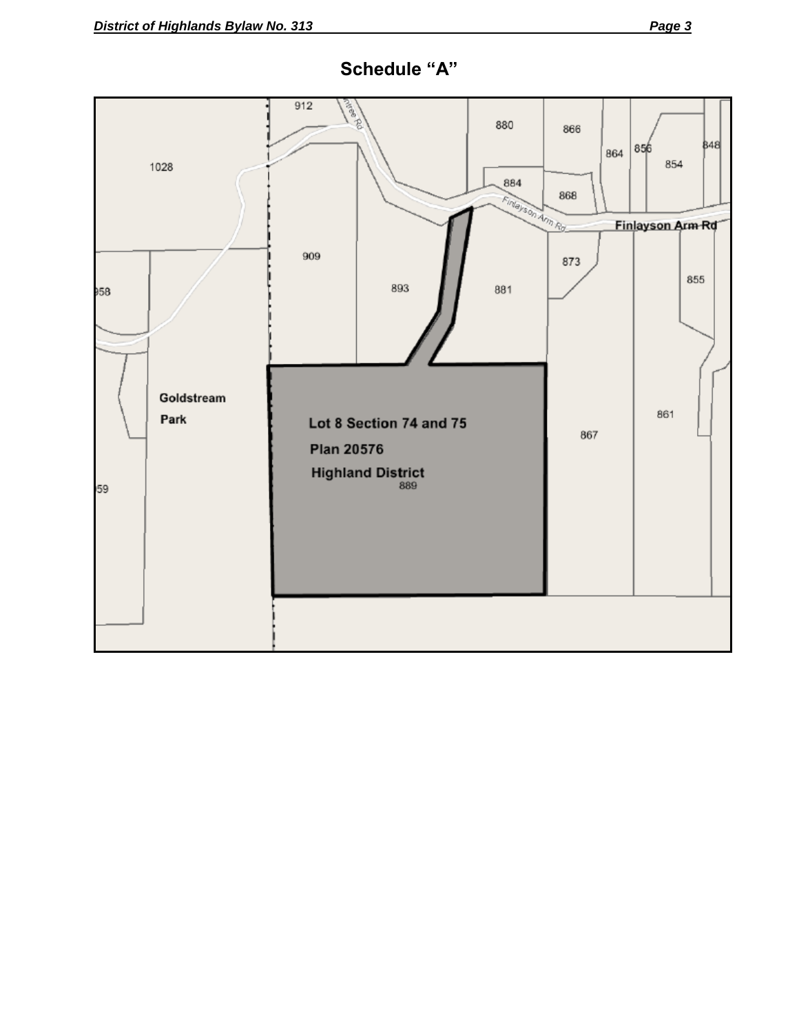# Schedule "A"

912

880

866

864

856

848

854

1028

884

868

Finlayson Arm Rd

Finlayson Arm Rd

909

873

855

958

893

881

Goldstream Park

861

Lot 8 Section 74 and 75

Plan 20576

Highland District

889

867

959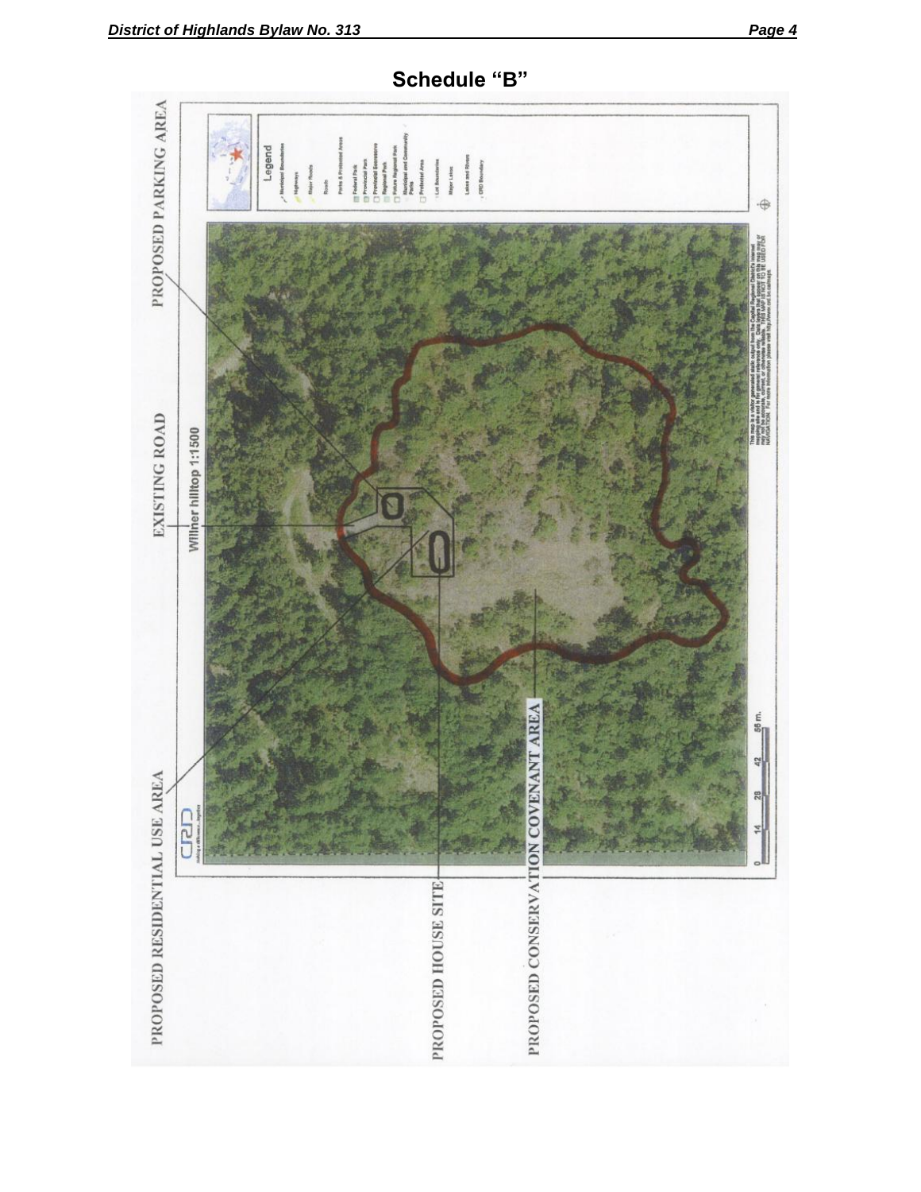# Schedule "B"

PROPOSED RESIDENTIAL USE AREA

EXISTING ROAD

PROPOSED PARKING AREA

Willner hilltop 1:1500

PROPOSED HOUSE SITE

PROPOSED CONSERVATION COVENANT AREA

0 14 28 42 56 m.